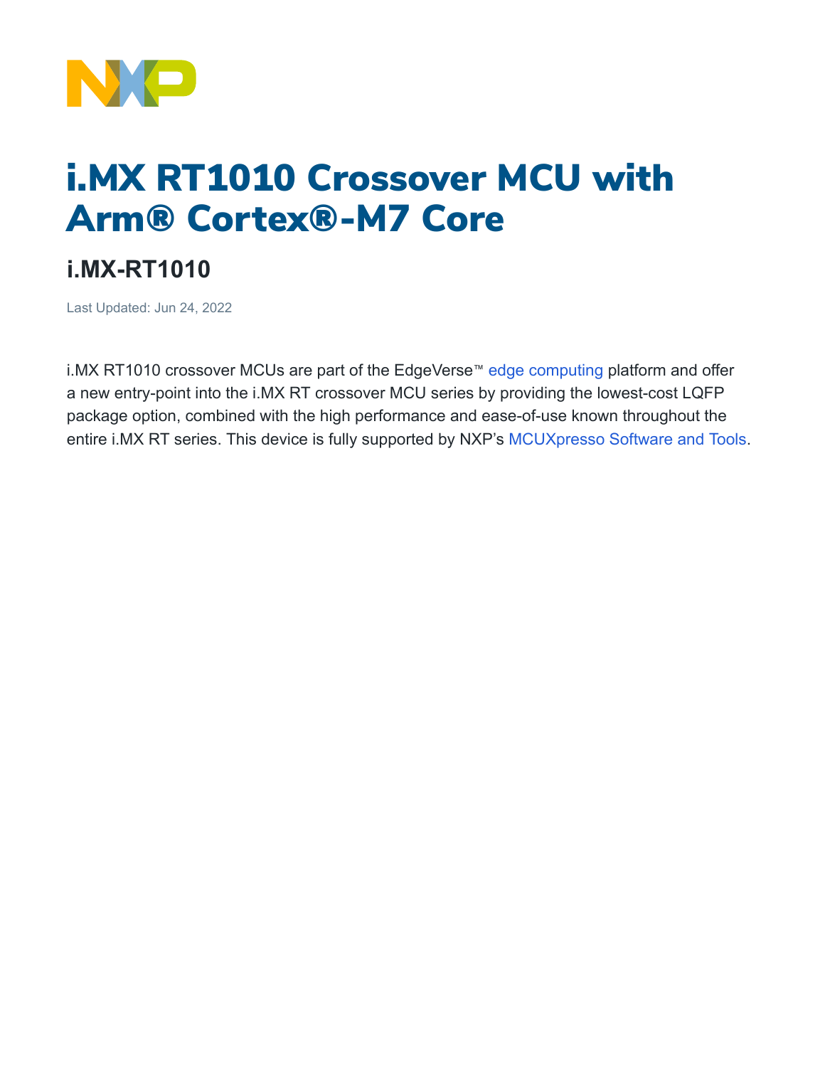# i.MX RT1010 Crossover MCU with Arm® Cortex®-M7 Core

## i.MX-RT1010

Last Updated: Jun 24, 2022

i.MX RT1010 crossover MCUs are part of the EdgeVerse™ edge computing platform and offer a new entry-point into the i.MX RT crossover MCU series by providing the lowest-cost LQFP package option, combined with the high performance and ease-of-use known throughout the entire i.MX RT series. This device is fully supported by NXP's MCUXpresso Software and Tools.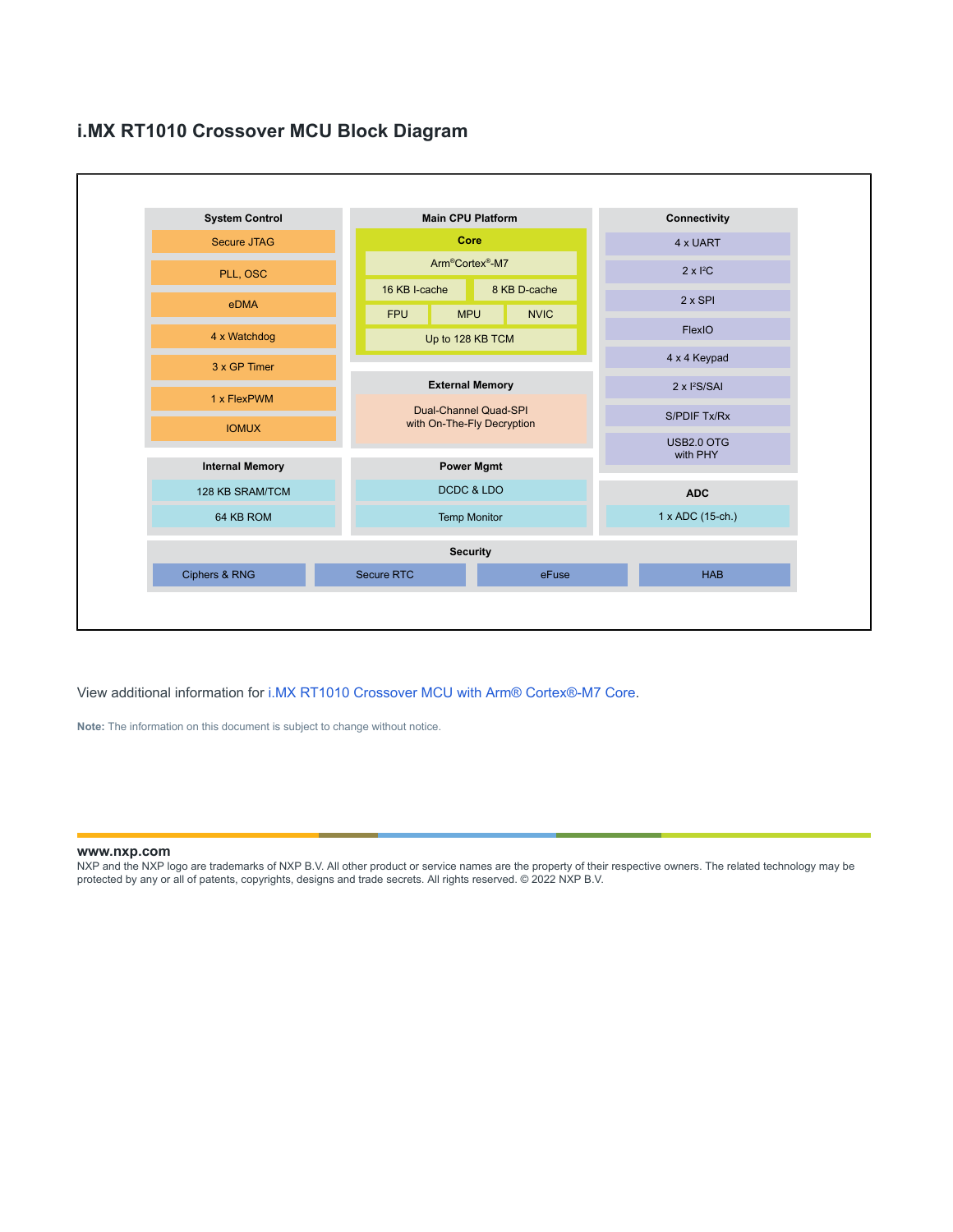## i.MX RT1010 Crossover MCU Block Diagram

**System Control**

Secure JTAG

PLL, OSC

eDMA

4 x Watchdog

3 x GP Timer

1 x FlexPWM

IOMUX

**Main CPU Platform**

**Core**

Arm®Cortex®-M7

16 KB I-cache

8 KB D-cache

FPU

MPU

NVIC

Up to 128 KB TCM

**Connectivity**

4 x UART

2 x I²C

2 x SPI

FlexIO

4 x 4 Keypad

2 x I²S/SAI

S/PDIF Tx/Rx

USB2.0 OTG with PHY

**External Memory**

Dual-Channel Quad-SPI with On-The-Fly Decryption

**Internal Memory**

128 KB SRAM/TCM

64 KB ROM

**Power Mgmt**

DCDC & LDO

Temp Monitor

**ADC**

1 x ADC (15-ch.)

**Security**

Ciphers & RNG

Secure RTC

eFuse

HAB

View additional information for i.MX RT1010 Crossover MCU with Arm® Cortex®-M7 Core.

**Note:** The information on this document is subject to change without notice.

**www.nxp.com**

NXP and the NXP logo are trademarks of NXP B.V. All other product or service names are the property of their respective owners. The related technology may be protected by any or all of patents, copyrights, designs and trade secrets. All rights reserved. © 2022 NXP B.V.